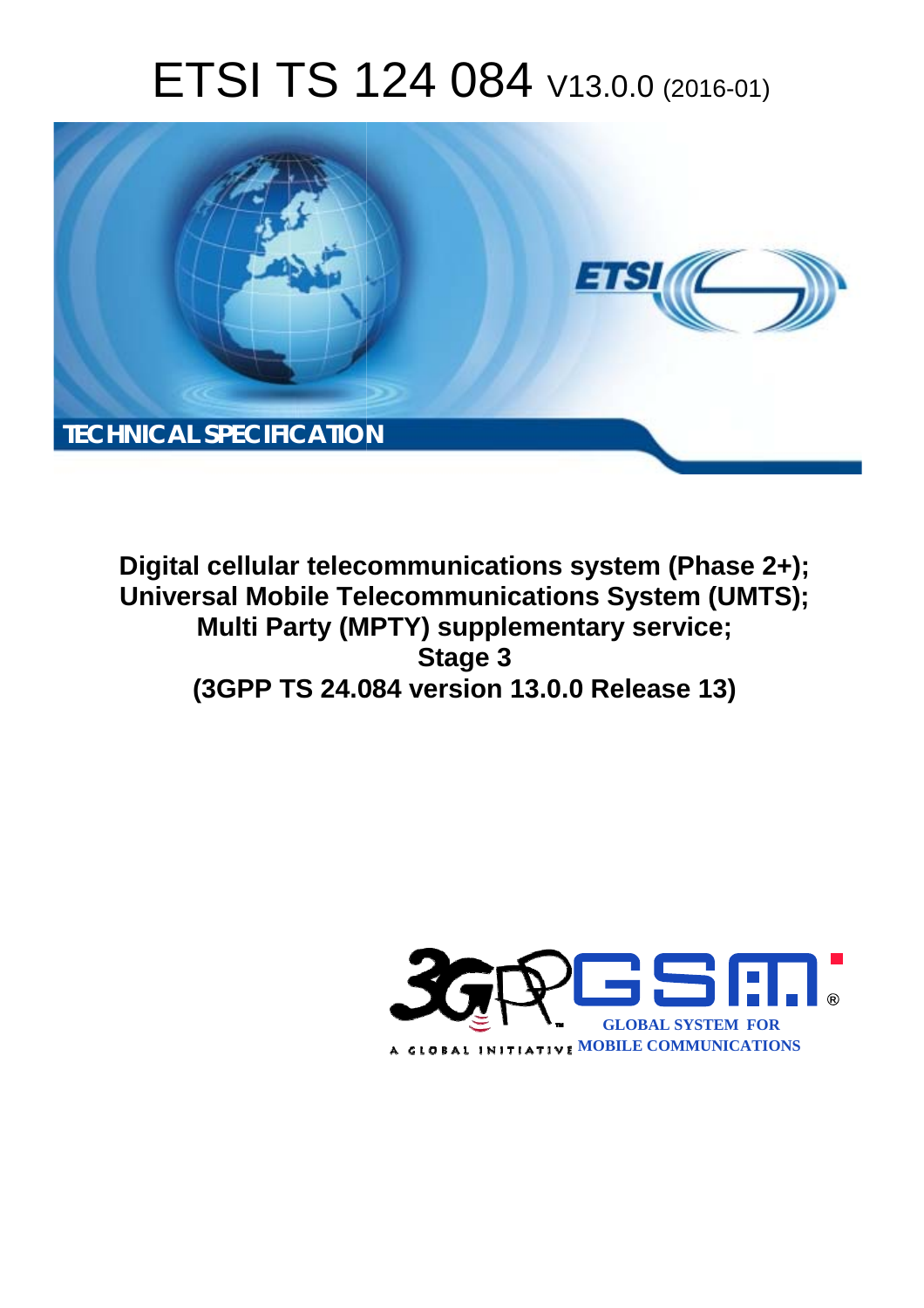# ETSI TS 124 084 V13.0.0 (2016-01)

TECHNICAL SPECIFICATION

**Digital cellular telecommunications system (Phase 2+); Universal Mobile Telecommunications System (UMTS); Multi Party (MPTY) supplementary service; Stage 3 (3GPP TS 24.084 version 13.0.0 Release 13)**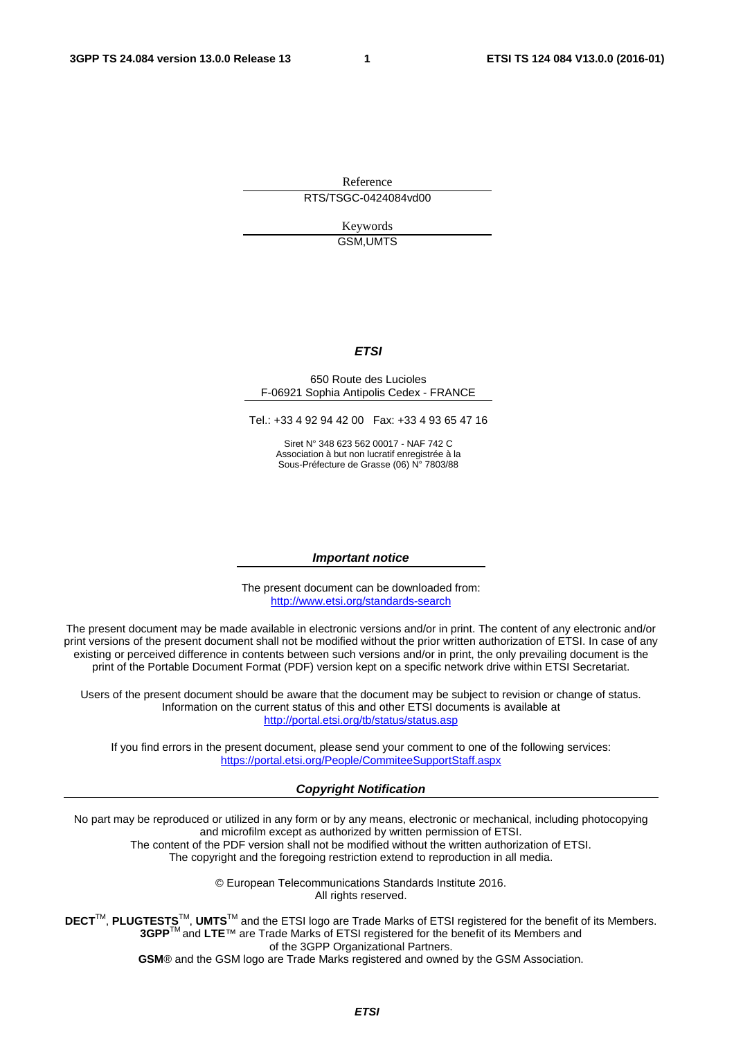Reference

RTS/TSGC-0424084vd00

Keywords

GSM,UMTS

***ETSI***

650 Route des Lucioles
F-06921 Sophia Antipolis Cedex - FRANCE

Tel.: +33 4 92 94 42 00 Fax: +33 4 93 65 47 16

Siret N° 348 623 562 00017 - NAF 742 C
Association à but non lucratif enregistrée à la
Sous-Préfecture de Grasse (06) N° 7803/88

***Important notice***

The present document can be downloaded from:
http://www.etsi.org/standards-search

The present document may be made available in electronic versions and/or in print. The content of any electronic and/or print versions of the present document shall not be modified without the prior written authorization of ETSI. In case of any existing or perceived difference in contents between such versions and/or in print, the only prevailing document is the print of the Portable Document Format (PDF) version kept on a specific network drive within ETSI Secretariat.

Users of the present document should be aware that the document may be subject to revision or change of status. Information on the current status of this and other ETSI documents is available at
http://portal.etsi.org/tb/status/status.asp

If you find errors in the present document, please send your comment to one of the following services:
https://portal.etsi.org/People/CommiteeSupportStaff.aspx

***Copyright Notification***

No part may be reproduced or utilized in any form or by any means, electronic or mechanical, including photocopying and microfilm except as authorized by written permission of ETSI.
The content of the PDF version shall not be modified without the written authorization of ETSI.
The copyright and the foregoing restriction extend to reproduction in all media.

© European Telecommunications Standards Institute 2016.
All rights reserved.

**DECT**™, **PLUGTESTS**™, **UMTS**™ and the ETSI logo are Trade Marks of ETSI registered for the benefit of its Members.
**3GPP**™ and **LTE**™ are Trade Marks of ETSI registered for the benefit of its Members and of the 3GPP Organizational Partners.
**GSM**® and the GSM logo are Trade Marks registered and owned by the GSM Association.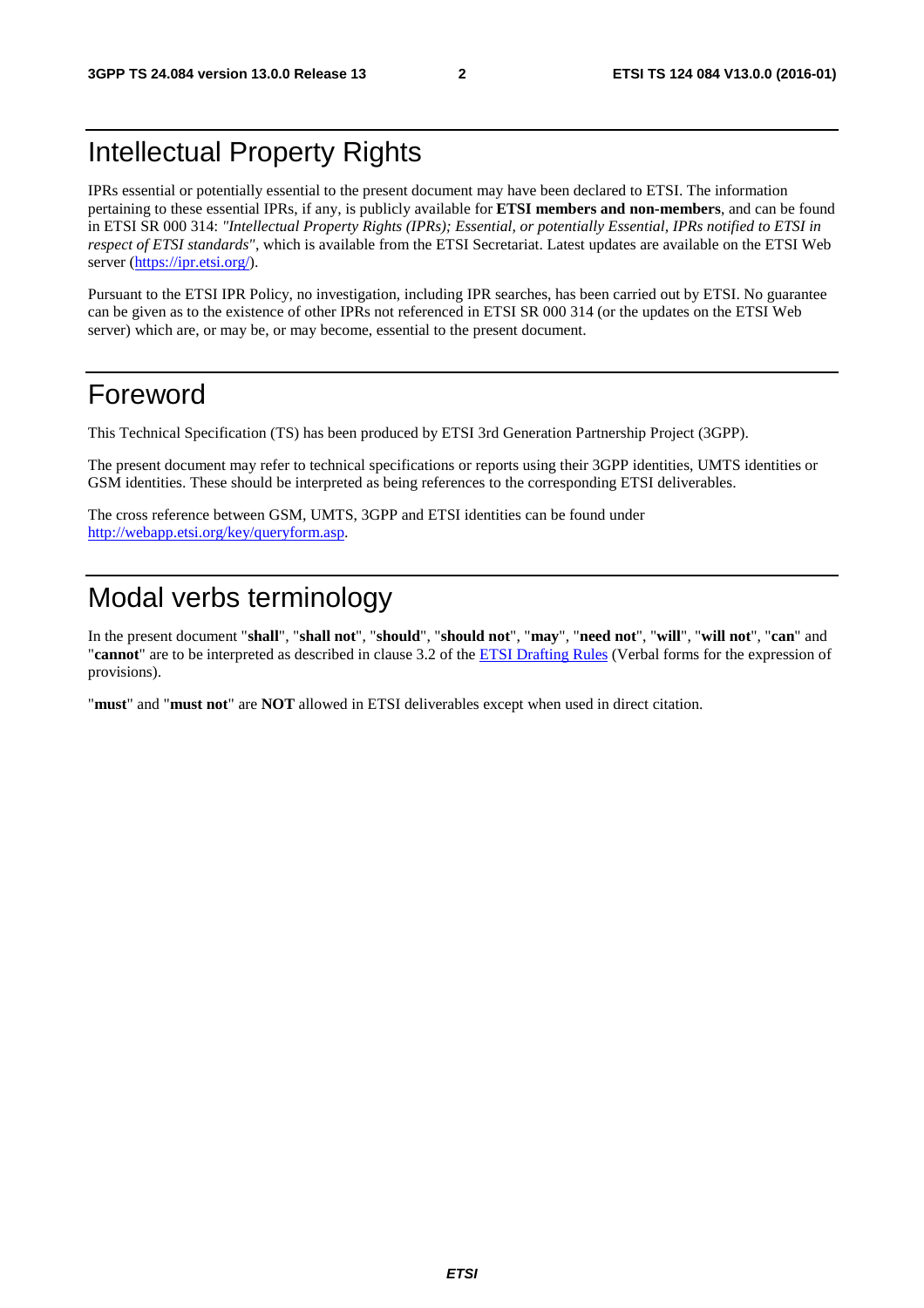# Intellectual Property Rights

IPRs essential or potentially essential to the present document may have been declared to ETSI. The information pertaining to these essential IPRs, if any, is publicly available for **ETSI members and non-members**, and can be found in ETSI SR 000 314: *"Intellectual Property Rights (IPRs); Essential, or potentially Essential, IPRs notified to ETSI in respect of ETSI standards"*, which is available from the ETSI Secretariat. Latest updates are available on the ETSI Web server (https://ipr.etsi.org/).

Pursuant to the ETSI IPR Policy, no investigation, including IPR searches, has been carried out by ETSI. No guarantee can be given as to the existence of other IPRs not referenced in ETSI SR 000 314 (or the updates on the ETSI Web server) which are, or may be, or may become, essential to the present document.

# Foreword

This Technical Specification (TS) has been produced by ETSI 3rd Generation Partnership Project (3GPP).

The present document may refer to technical specifications or reports using their 3GPP identities, UMTS identities or GSM identities. These should be interpreted as being references to the corresponding ETSI deliverables.

The cross reference between GSM, UMTS, 3GPP and ETSI identities can be found under http://webapp.etsi.org/key/queryform.asp.

# Modal verbs terminology

In the present document "**shall**", "**shall not**", "**should**", "**should not**", "**may**", "**need not**", "**will**", "**will not**", "**can**" and "**cannot**" are to be interpreted as described in clause 3.2 of the ETSI Drafting Rules (Verbal forms for the expression of provisions).

"**must**" and "**must not**" are **NOT** allowed in ETSI deliverables except when used in direct citation.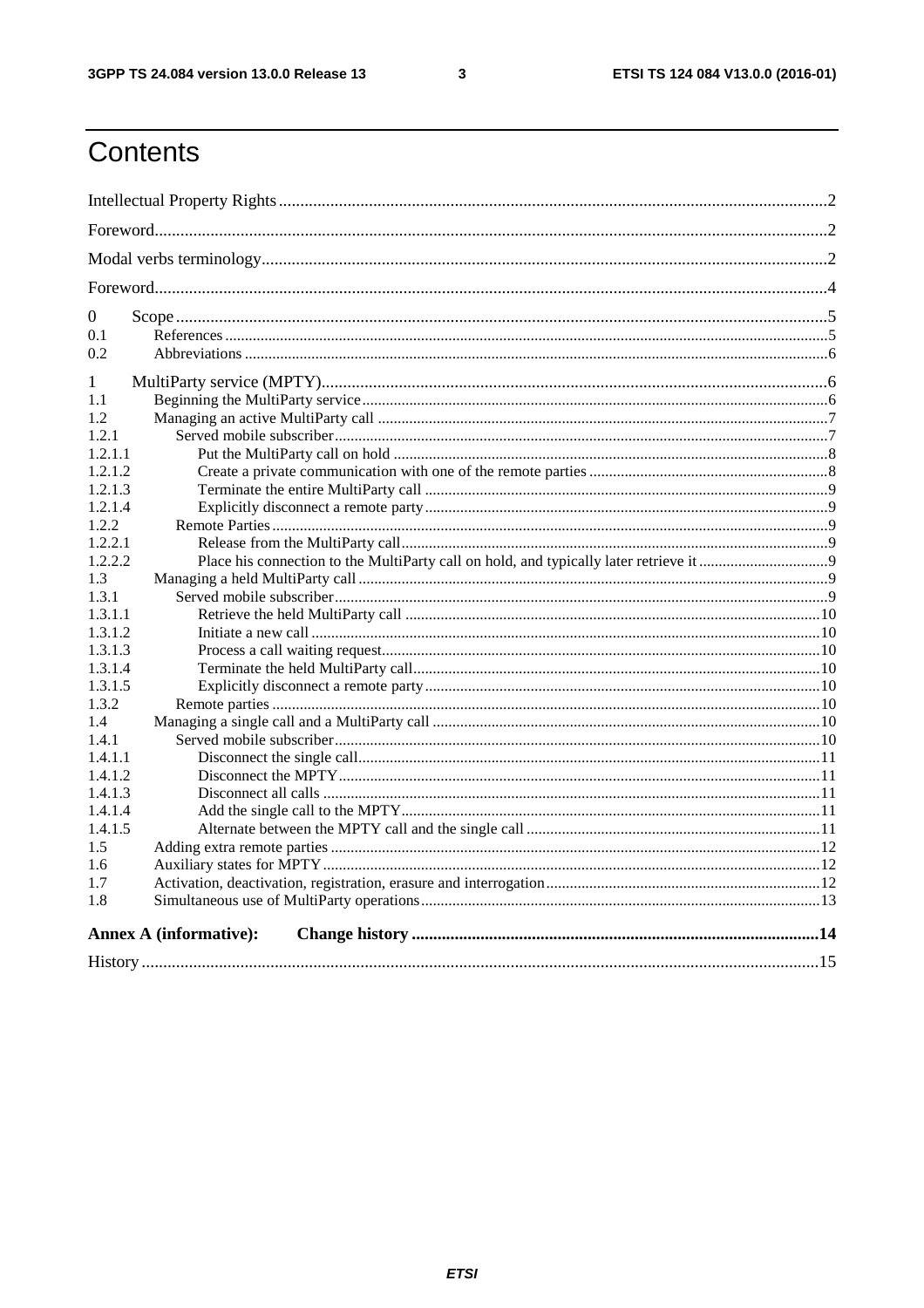# Contents

Intellectual Property Rights ... 2
Foreword ... 2
Modal verbs terminology ... 2
Foreword ... 4
0 Scope ... 5
0.1 References ... 5
0.2 Abbreviations ... 6
1 MultiParty service (MPTY) ... 6
1.1 Beginning the MultiParty service ... 6
1.2 Managing an active MultiParty call ... 7
1.2.1 Served mobile subscriber ... 7
1.2.1.1 Put the MultiParty call on hold ... 8
1.2.1.2 Create a private communication with one of the remote parties ... 8
1.2.1.3 Terminate the entire MultiParty call ... 9
1.2.1.4 Explicitly disconnect a remote party ... 9
1.2.2 Remote Parties ... 9
1.2.2.1 Release from the MultiParty call ... 9
1.2.2.2 Place his connection to the MultiParty call on hold, and typically later retrieve it ... 9
1.3 Managing a held MultiParty call ... 9
1.3.1 Served mobile subscriber ... 9
1.3.1.1 Retrieve the held MultiParty call ... 10
1.3.1.2 Initiate a new call ... 10
1.3.1.3 Process a call waiting request ... 10
1.3.1.4 Terminate the held MultiParty call ... 10
1.3.1.5 Explicitly disconnect a remote party ... 10
1.3.2 Remote parties ... 10
1.4 Managing a single call and a MultiParty call ... 10
1.4.1 Served mobile subscriber ... 10
1.4.1.1 Disconnect the single call ... 11
1.4.1.2 Disconnect the MPTY ... 11
1.4.1.3 Disconnect all calls ... 11
1.4.1.4 Add the single call to the MPTY ... 11
1.4.1.5 Alternate between the MPTY call and the single call ... 11
1.5 Adding extra remote parties ... 12
1.6 Auxiliary states for MPTY ... 12
1.7 Activation, deactivation, registration, erasure and interrogation ... 12
1.8 Simultaneous use of MultiParty operations ... 13

**Annex A (informative): Change history ... 14**

History ... 15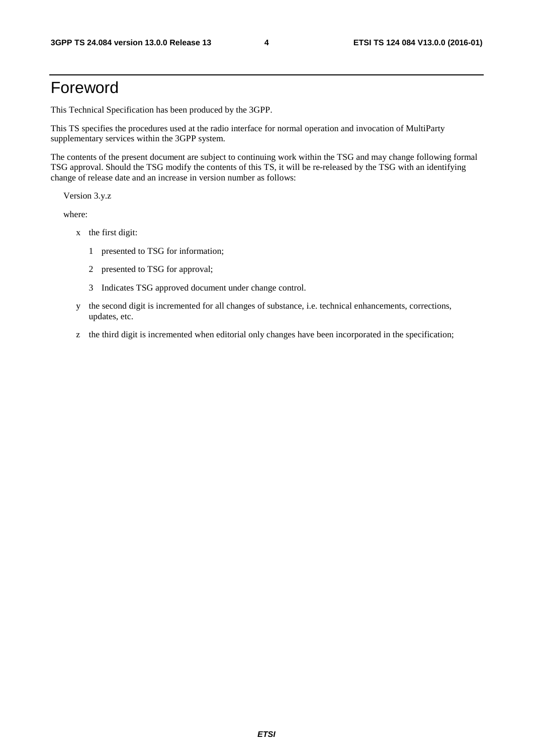# Foreword

This Technical Specification has been produced by the 3GPP.

This TS specifies the procedures used at the radio interface for normal operation and invocation of MultiParty supplementary services within the 3GPP system.

The contents of the present document are subject to continuing work within the TSG and may change following formal TSG approval. Should the TSG modify the contents of this TS, it will be re-released by the TSG with an identifying change of release date and an increase in version number as follows:

Version 3.y.z

where:

- x the first digit:
  - 1 presented to TSG for information;
  - 2 presented to TSG for approval;
  - 3 Indicates TSG approved document under change control.
- y the second digit is incremented for all changes of substance, i.e. technical enhancements, corrections, updates, etc.
- z the third digit is incremented when editorial only changes have been incorporated in the specification;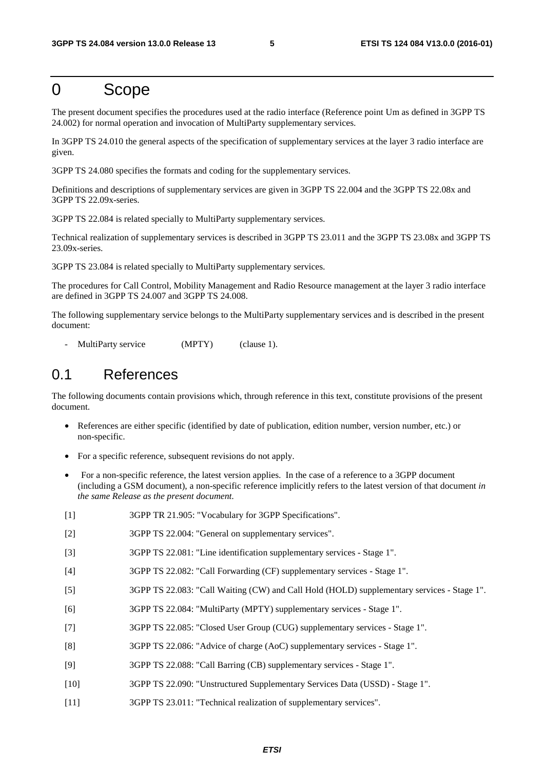# 0 Scope

The present document specifies the procedures used at the radio interface (Reference point Um as defined in 3GPP TS 24.002) for normal operation and invocation of MultiParty supplementary services.

In 3GPP TS 24.010 the general aspects of the specification of supplementary services at the layer 3 radio interface are given.

3GPP TS 24.080 specifies the formats and coding for the supplementary services.

Definitions and descriptions of supplementary services are given in 3GPP TS 22.004 and the 3GPP TS 22.08x and 3GPP TS 22.09x-series.

3GPP TS 22.084 is related specially to MultiParty supplementary services.

Technical realization of supplementary services is described in 3GPP TS 23.011 and the 3GPP TS 23.08x and 3GPP TS 23.09x-series.

3GPP TS 23.084 is related specially to MultiParty supplementary services.

The procedures for Call Control, Mobility Management and Radio Resource management at the layer 3 radio interface are defined in 3GPP TS 24.007 and 3GPP TS 24.008.

The following supplementary service belongs to the MultiParty supplementary services and is described in the present document:

- MultiParty service (MPTY) (clause 1).

## 0.1 References

The following documents contain provisions which, through reference in this text, constitute provisions of the present document.

- References are either specific (identified by date of publication, edition number, version number, etc.) or non-specific.
- For a specific reference, subsequent revisions do not apply.
- For a non-specific reference, the latest version applies. In the case of a reference to a 3GPP document (including a GSM document), a non-specific reference implicitly refers to the latest version of that document *in the same Release as the present document.*

[1] 3GPP TR 21.905: "Vocabulary for 3GPP Specifications".

[2] 3GPP TS 22.004: "General on supplementary services".

[3] 3GPP TS 22.081: "Line identification supplementary services - Stage 1".

[4] 3GPP TS 22.082: "Call Forwarding (CF) supplementary services - Stage 1".

[5] 3GPP TS 22.083: "Call Waiting (CW) and Call Hold (HOLD) supplementary services - Stage 1".

[6] 3GPP TS 22.084: "MultiParty (MPTY) supplementary services - Stage 1".

[7] 3GPP TS 22.085: "Closed User Group (CUG) supplementary services - Stage 1".

[8] 3GPP TS 22.086: "Advice of charge (AoC) supplementary services - Stage 1".

[9] 3GPP TS 22.088: "Call Barring (CB) supplementary services - Stage 1".

[10] 3GPP TS 22.090: "Unstructured Supplementary Services Data (USSD) - Stage 1".

[11] 3GPP TS 23.011: "Technical realization of supplementary services".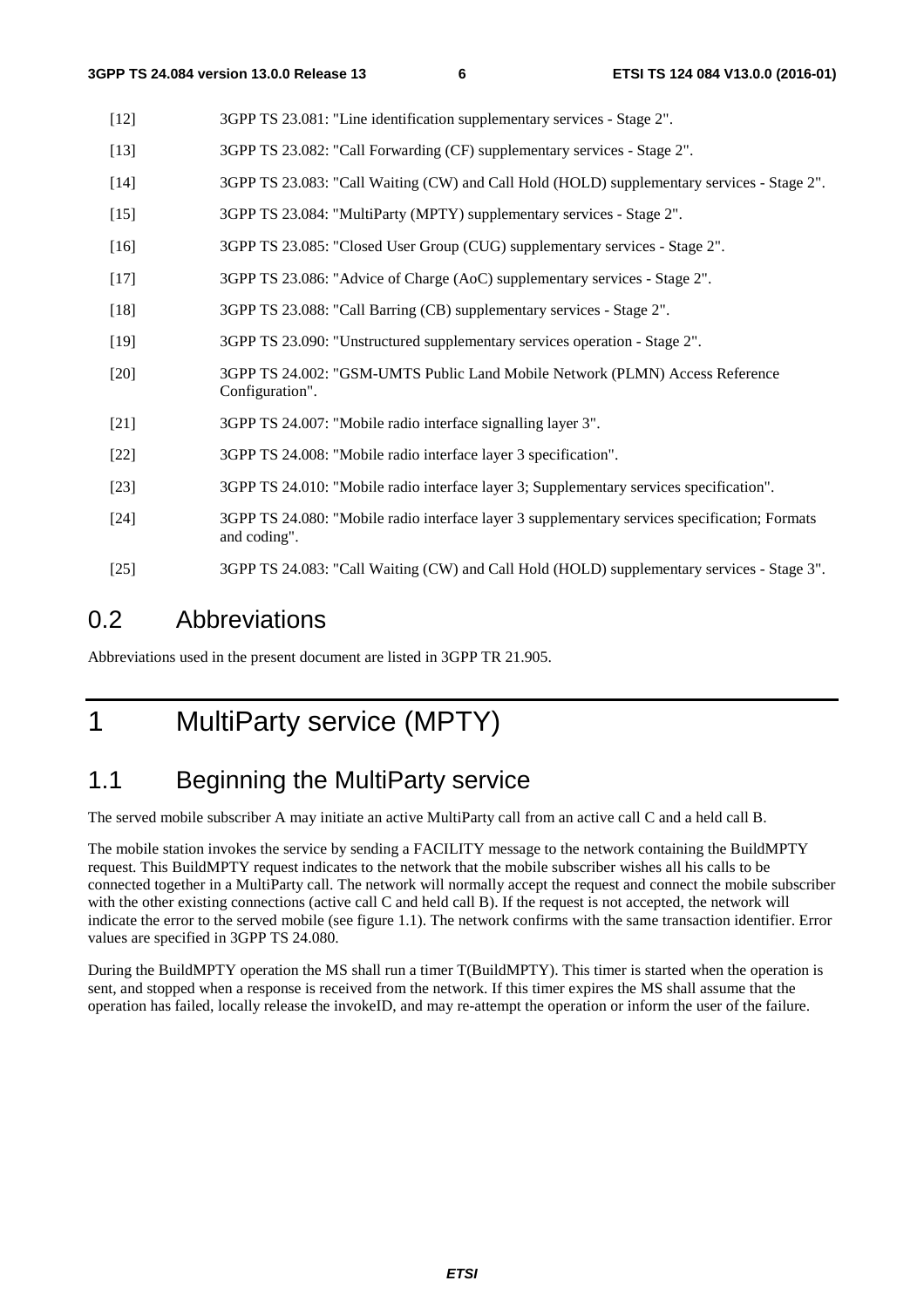[12] 3GPP TS 23.081: "Line identification supplementary services - Stage 2".

[13] 3GPP TS 23.082: "Call Forwarding (CF) supplementary services - Stage 2".

[14] 3GPP TS 23.083: "Call Waiting (CW) and Call Hold (HOLD) supplementary services - Stage 2".

[15] 3GPP TS 23.084: "MultiParty (MPTY) supplementary services - Stage 2".

[16] 3GPP TS 23.085: "Closed User Group (CUG) supplementary services - Stage 2".

[17] 3GPP TS 23.086: "Advice of Charge (AoC) supplementary services - Stage 2".

[18] 3GPP TS 23.088: "Call Barring (CB) supplementary services - Stage 2".

[19] 3GPP TS 23.090: "Unstructured supplementary services operation - Stage 2".

[20] 3GPP TS 24.002: "GSM-UMTS Public Land Mobile Network (PLMN) Access Reference Configuration".

[21] 3GPP TS 24.007: "Mobile radio interface signalling layer 3".

[22] 3GPP TS 24.008: "Mobile radio interface layer 3 specification".

[23] 3GPP TS 24.010: "Mobile radio interface layer 3; Supplementary services specification".

[24] 3GPP TS 24.080: "Mobile radio interface layer 3 supplementary services specification; Formats and coding".

[25] 3GPP TS 24.083: "Call Waiting (CW) and Call Hold (HOLD) supplementary services - Stage 3".

## 0.2 Abbreviations

Abbreviations used in the present document are listed in 3GPP TR 21.905.

# 1 MultiParty service (MPTY)

## 1.1 Beginning the MultiParty service

The served mobile subscriber A may initiate an active MultiParty call from an active call C and a held call B.

The mobile station invokes the service by sending a FACILITY message to the network containing the BuildMPTY request. This BuildMPTY request indicates to the network that the mobile subscriber wishes all his calls to be connected together in a MultiParty call. The network will normally accept the request and connect the mobile subscriber with the other existing connections (active call C and held call B). If the request is not accepted, the network will indicate the error to the served mobile (see figure 1.1). The network confirms with the same transaction identifier. Error values are specified in 3GPP TS 24.080.

During the BuildMPTY operation the MS shall run a timer T(BuildMPTY). This timer is started when the operation is sent, and stopped when a response is received from the network. If this timer expires the MS shall assume that the operation has failed, locally release the invokeID, and may re-attempt the operation or inform the user of the failure.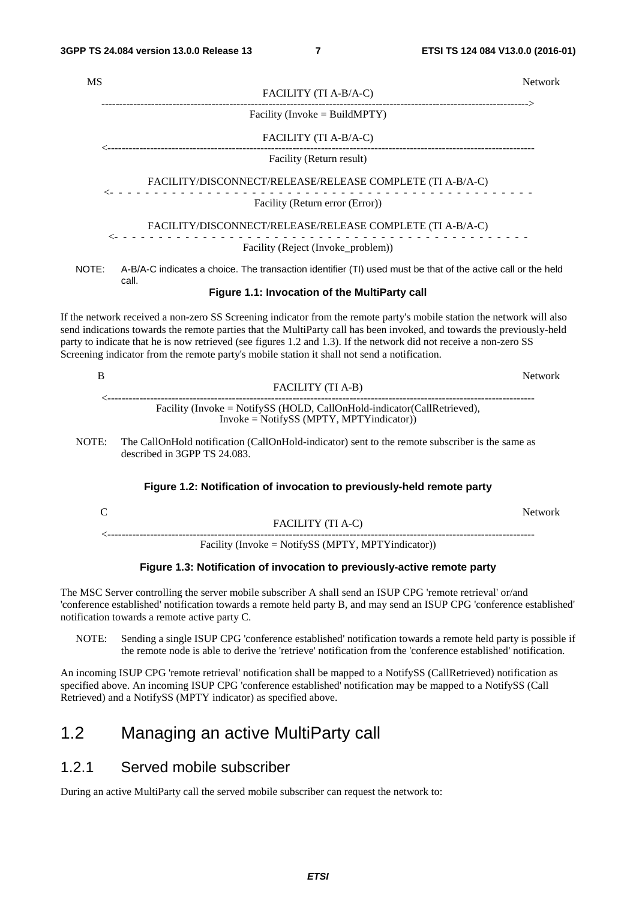```
MS                                                                                          Network
                                        FACILITY (TI A-B/A-C)
     ---------------------------------------------------------------------------------------->
                                   Facility (Invoke = BuildMPTY)

                                        FACILITY (TI A-B/A-C)
     <----------------------------------------------------------------------------------------
                                      Facility (Return result)

                 FACILITY/DISCONNECT/RELEASE/RELEASE COMPLETE (TI A-B/A-C)
     <- - - - - - - - - - - - - - - - - - - - - - - - - - - - - - - - - - - - - - - - - - - -
                                  Facility (Return error (Error))

                 FACILITY/DISCONNECT/RELEASE/RELEASE COMPLETE (TI A-B/A-C)
     <- - - - - - - - - - - - - - - - - - - - - - - - - - - - - - - - - - - - - - - - - - - -
                                Facility (Reject (Invoke_problem))
```

NOTE: A-B/A-C indicates a choice. The transaction identifier (TI) used must be that of the active call or the held call.

**Figure 1.1: Invocation of the MultiParty call**

If the network received a non-zero SS Screening indicator from the remote party's mobile station the network will also send indications towards the remote parties that the MultiParty call has been invoked, and towards the previously-held party to indicate that he is now retrieved (see figures 1.2 and 1.3). If the network did not receive a non-zero SS Screening indicator from the remote party's mobile station it shall not send a notification.

```
B                                                                                           Network
                                          FACILITY (TI A-B)
     <----------------------------------------------------------------------------------------
           Facility (Invoke = NotifySS (HOLD, CallOnHold-indicator(CallRetrieved),
                           Invoke = NotifySS (MPTY, MPTYindicator))
```

NOTE: The CallOnHold notification (CallOnHold-indicator) sent to the remote subscriber is the same as described in 3GPP TS 24.083.

**Figure 1.2: Notification of invocation to previously-held remote party**

```
C                                                                                           Network
                                          FACILITY (TI A-C)
     <----------------------------------------------------------------------------------------
                          Facility (Invoke = NotifySS (MPTY, MPTYindicator))
```

**Figure 1.3: Notification of invocation to previously-active remote party**

The MSC Server controlling the server mobile subscriber A shall send an ISUP CPG 'remote retrieval' or/and 'conference established' notification towards a remote held party B, and may send an ISUP CPG 'conference established' notification towards a remote active party C.

NOTE: Sending a single ISUP CPG 'conference established' notification towards a remote held party is possible if the remote node is able to derive the 'retrieve' notification from the 'conference established' notification.

An incoming ISUP CPG 'remote retrieval' notification shall be mapped to a NotifySS (CallRetrieved) notification as specified above. An incoming ISUP CPG 'conference established' notification may be mapped to a NotifySS (Call Retrieved) and a NotifySS (MPTY indicator) as specified above.

## 1.2 Managing an active MultiParty call

### 1.2.1 Served mobile subscriber

During an active MultiParty call the served mobile subscriber can request the network to: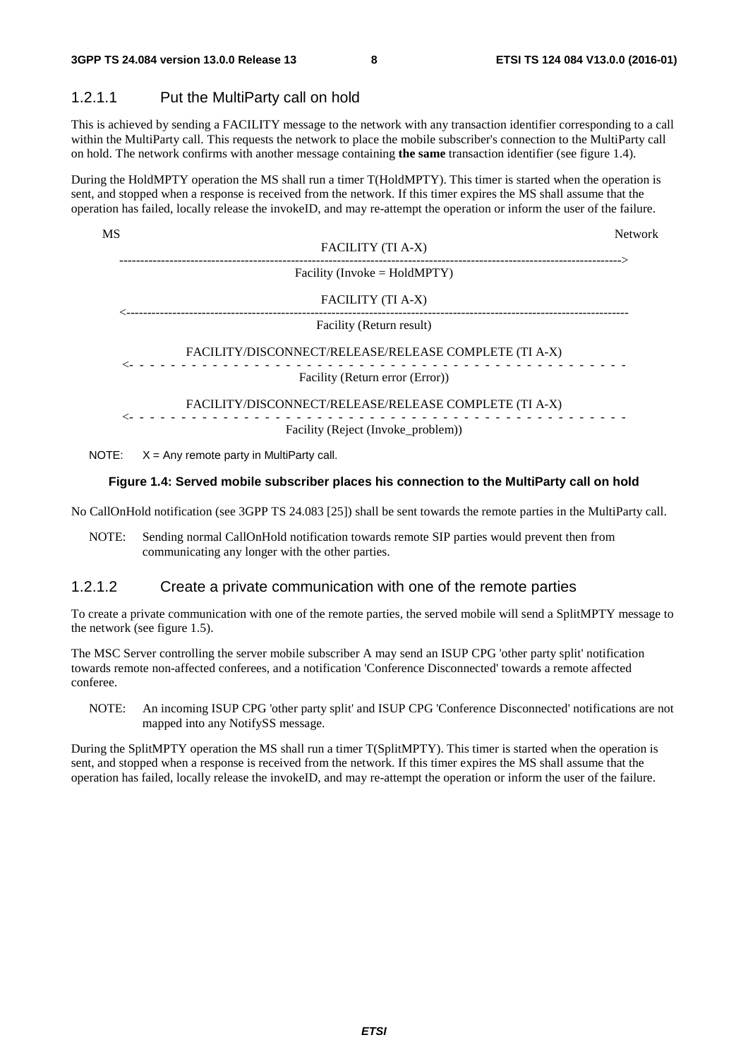#### 1.2.1.1 Put the MultiParty call on hold

This is achieved by sending a FACILITY message to the network with any transaction identifier corresponding to a call within the MultiParty call. This requests the network to place the mobile subscriber's connection to the MultiParty call on hold. The network confirms with another message containing **the same** transaction identifier (see figure 1.4).

During the HoldMPTY operation the MS shall run a timer T(HoldMPTY). This timer is started when the operation is sent, and stopped when a response is received from the network. If this timer expires the MS shall assume that the operation has failed, locally release the invokeID, and may re-attempt the operation or inform the user of the failure.

```
MS                                                                                              Network
                                        FACILITY (TI A-X)
   ---------------------------------------------------------------------------------------------->
                                   Facility (Invoke = HoldMPTY)

                                        FACILITY (TI A-X)
   <----------------------------------------------------------------------------------------------
                                     Facility (Return result)

                  FACILITY/DISCONNECT/RELEASE/RELEASE COMPLETE (TI A-X)
   <- - - - - - - - - - - - - - - - - - - - - - - - - - - - - - - - - - - - - - - - - - - - - - -
                                  Facility (Return error (Error))

                  FACILITY/DISCONNECT/RELEASE/RELEASE COMPLETE (TI A-X)
   <- - - - - - - - - - - - - - - - - - - - - - - - - - - - - - - - - - - - - - - - - - - - - - -
                                Facility (Reject (Invoke_problem))
```

NOTE: X = Any remote party in MultiParty call.

**Figure 1.4: Served mobile subscriber places his connection to the MultiParty call on hold**

No CallOnHold notification (see 3GPP TS 24.083 [25]) shall be sent towards the remote parties in the MultiParty call.

NOTE: Sending normal CallOnHold notification towards remote SIP parties would prevent then from communicating any longer with the other parties.

#### 1.2.1.2 Create a private communication with one of the remote parties

To create a private communication with one of the remote parties, the served mobile will send a SplitMPTY message to the network (see figure 1.5).

The MSC Server controlling the server mobile subscriber A may send an ISUP CPG 'other party split' notification towards remote non-affected conferees, and a notification 'Conference Disconnected' towards a remote affected conferee.

NOTE: An incoming ISUP CPG 'other party split' and ISUP CPG 'Conference Disconnected' notifications are not mapped into any NotifySS message.

During the SplitMPTY operation the MS shall run a timer T(SplitMPTY). This timer is started when the operation is sent, and stopped when a response is received from the network. If this timer expires the MS shall assume that the operation has failed, locally release the invokeID, and may re-attempt the operation or inform the user of the failure.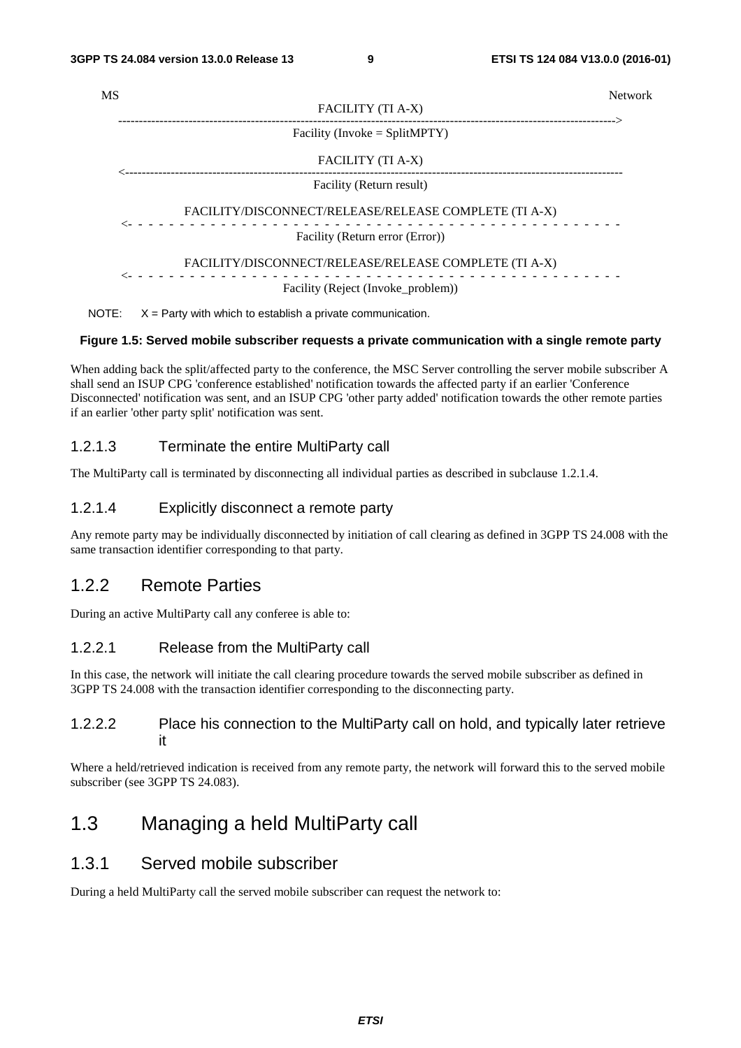```
MS                                                                                    Network
                              FACILITY (TI A-X)
   ------------------------------------------------------------------------------------>
                        Facility (Invoke = SplitMPTY)

                              FACILITY (TI A-X)
   <------------------------------------------------------------------------------------
                           Facility (Return result)

           FACILITY/DISCONNECT/RELEASE/RELEASE COMPLETE (TI A-X)
   <- - - - - - - - - - - - - - - - - - - - - - - - - - - - - - - - - - - - - - - - - -
                        Facility (Return error (Error))

           FACILITY/DISCONNECT/RELEASE/RELEASE COMPLETE (TI A-X)
   <- - - - - - - - - - - - - - - - - - - - - - - - - - - - - - - - - - - - - - - - - -
                      Facility (Reject (Invoke_problem))
```

NOTE: X = Party with which to establish a private communication.

**Figure 1.5: Served mobile subscriber requests a private communication with a single remote party**

When adding back the split/affected party to the conference, the MSC Server controlling the server mobile subscriber A shall send an ISUP CPG 'conference established' notification towards the affected party if an earlier 'Conference Disconnected' notification was sent, and an ISUP CPG 'other party added' notification towards the other remote parties if an earlier 'other party split' notification was sent.

#### 1.2.1.3 Terminate the entire MultiParty call

The MultiParty call is terminated by disconnecting all individual parties as described in subclause 1.2.1.4.

#### 1.2.1.4 Explicitly disconnect a remote party

Any remote party may be individually disconnected by initiation of call clearing as defined in 3GPP TS 24.008 with the same transaction identifier corresponding to that party.

### 1.2.2 Remote Parties

During an active MultiParty call any conferee is able to:

#### 1.2.2.1 Release from the MultiParty call

In this case, the network will initiate the call clearing procedure towards the served mobile subscriber as defined in 3GPP TS 24.008 with the transaction identifier corresponding to the disconnecting party.

#### 1.2.2.2 Place his connection to the MultiParty call on hold, and typically later retrieve it

Where a held/retrieved indication is received from any remote party, the network will forward this to the served mobile subscriber (see 3GPP TS 24.083).

## 1.3 Managing a held MultiParty call

### 1.3.1 Served mobile subscriber

During a held MultiParty call the served mobile subscriber can request the network to: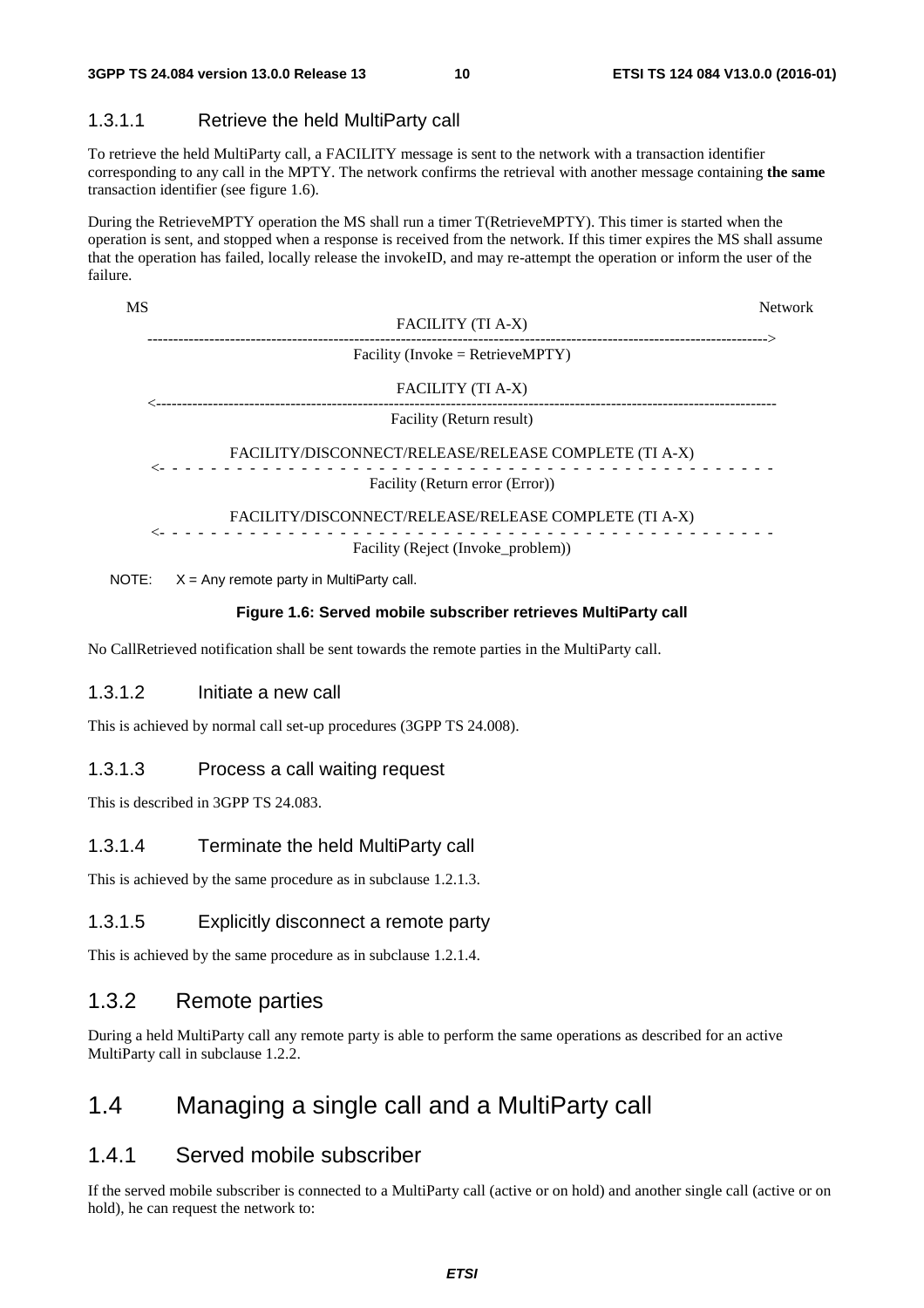#### 1.3.1.1 Retrieve the held MultiParty call

To retrieve the held MultiParty call, a FACILITY message is sent to the network with a transaction identifier corresponding to any call in the MPTY. The network confirms the retrieval with another message containing **the same** transaction identifier (see figure 1.6).

During the RetrieveMPTY operation the MS shall run a timer T(RetrieveMPTY). This timer is started when the operation is sent, and stopped when a response is received from the network. If this timer expires the MS shall assume that the operation has failed, locally release the invokeID, and may re-attempt the operation or inform the user of the failure.

```
MS                                                                                  Network
                                    FACILITY (TI A-X)
     ------------------------------------------------------------------------------------>
                              Facility (Invoke = RetrieveMPTY)

                                    FACILITY (TI A-X)
     <------------------------------------------------------------------------------------
                                 Facility (Return result)

               FACILITY/DISCONNECT/RELEASE/RELEASE COMPLETE (TI A-X)
     <- - - - - - - - - - - - - - - - - - - - - - - - - - - - - - - - - - - - - - - - - -
                              Facility (Return error (Error))

               FACILITY/DISCONNECT/RELEASE/RELEASE COMPLETE (TI A-X)
     <- - - - - - - - - - - - - - - - - - - - - - - - - - - - - - - - - - - - - - - - - -
                            Facility (Reject (Invoke_problem))
```

NOTE: X = Any remote party in MultiParty call.

**Figure 1.6: Served mobile subscriber retrieves MultiParty call**

No CallRetrieved notification shall be sent towards the remote parties in the MultiParty call.

#### 1.3.1.2 Initiate a new call

This is achieved by normal call set-up procedures (3GPP TS 24.008).

#### 1.3.1.3 Process a call waiting request

This is described in 3GPP TS 24.083.

#### 1.3.1.4 Terminate the held MultiParty call

This is achieved by the same procedure as in subclause 1.2.1.3.

#### 1.3.1.5 Explicitly disconnect a remote party

This is achieved by the same procedure as in subclause 1.2.1.4.

### 1.3.2 Remote parties

During a held MultiParty call any remote party is able to perform the same operations as described for an active MultiParty call in subclause 1.2.2.

## 1.4 Managing a single call and a MultiParty call

### 1.4.1 Served mobile subscriber

If the served mobile subscriber is connected to a MultiParty call (active or on hold) and another single call (active or on hold), he can request the network to: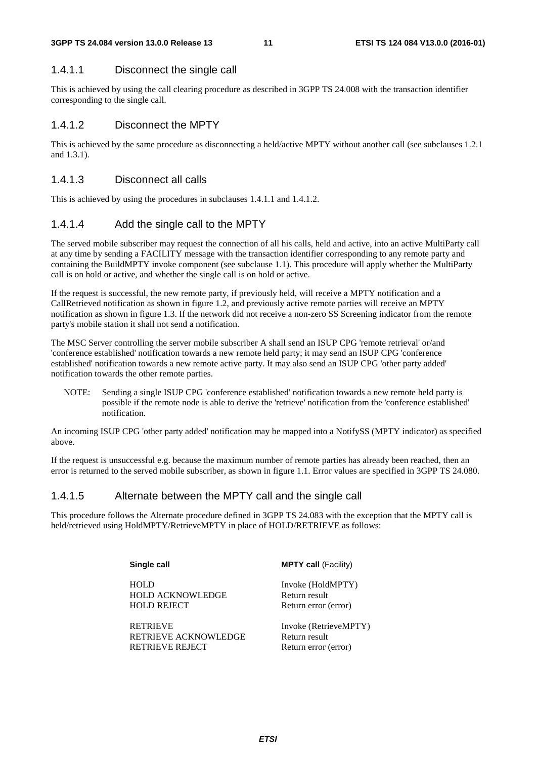#### 1.4.1.1 Disconnect the single call

This is achieved by using the call clearing procedure as described in 3GPP TS 24.008 with the transaction identifier corresponding to the single call.

#### 1.4.1.2 Disconnect the MPTY

This is achieved by the same procedure as disconnecting a held/active MPTY without another call (see subclauses 1.2.1 and 1.3.1).

#### 1.4.1.3 Disconnect all calls

This is achieved by using the procedures in subclauses 1.4.1.1 and 1.4.1.2.

#### 1.4.1.4 Add the single call to the MPTY

The served mobile subscriber may request the connection of all his calls, held and active, into an active MultiParty call at any time by sending a FACILITY message with the transaction identifier corresponding to any remote party and containing the BuildMPTY invoke component (see subclause 1.1). This procedure will apply whether the MultiParty call is on hold or active, and whether the single call is on hold or active.

If the request is successful, the new remote party, if previously held, will receive a MPTY notification and a CallRetrieved notification as shown in figure 1.2, and previously active remote parties will receive an MPTY notification as shown in figure 1.3. If the network did not receive a non-zero SS Screening indicator from the remote party's mobile station it shall not send a notification.

The MSC Server controlling the server mobile subscriber A shall send an ISUP CPG 'remote retrieval' or/and 'conference established' notification towards a new remote held party; it may send an ISUP CPG 'conference established' notification towards a new remote active party. It may also send an ISUP CPG 'other party added' notification towards the other remote parties.

NOTE: Sending a single ISUP CPG 'conference established' notification towards a new remote held party is possible if the remote node is able to derive the 'retrieve' notification from the 'conference established' notification.

An incoming ISUP CPG 'other party added' notification may be mapped into a NotifySS (MPTY indicator) as specified above.

If the request is unsuccessful e.g. because the maximum number of remote parties has already been reached, then an error is returned to the served mobile subscriber, as shown in figure 1.1. Error values are specified in 3GPP TS 24.080.

#### 1.4.1.5 Alternate between the MPTY call and the single call

This procedure follows the Alternate procedure defined in 3GPP TS 24.083 with the exception that the MPTY call is held/retrieved using HoldMPTY/RetrieveMPTY in place of HOLD/RETRIEVE as follows:

| **Single call** | **MPTY call** (Facility) |
|---|---|
| HOLD | Invoke (HoldMPTY) |
| HOLD ACKNOWLEDGE | Return result |
| HOLD REJECT | Return error (error) |
| RETRIEVE | Invoke (RetrieveMPTY) |
| RETRIEVE ACKNOWLEDGE | Return result |
| RETRIEVE REJECT | Return error (error) |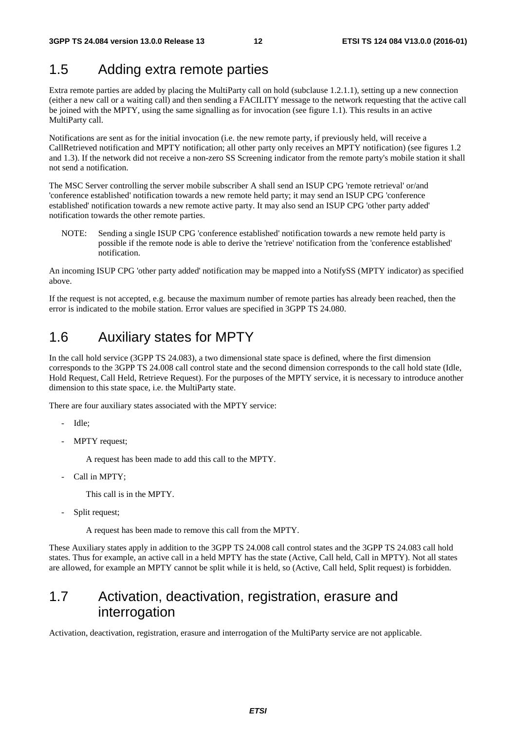## 1.5 Adding extra remote parties

Extra remote parties are added by placing the MultiParty call on hold (subclause 1.2.1.1), setting up a new connection (either a new call or a waiting call) and then sending a FACILITY message to the network requesting that the active call be joined with the MPTY, using the same signalling as for invocation (see figure 1.1). This results in an active MultiParty call.

Notifications are sent as for the initial invocation (i.e. the new remote party, if previously held, will receive a CallRetrieved notification and MPTY notification; all other party only receives an MPTY notification) (see figures 1.2 and 1.3). If the network did not receive a non-zero SS Screening indicator from the remote party's mobile station it shall not send a notification.

The MSC Server controlling the server mobile subscriber A shall send an ISUP CPG 'remote retrieval' or/and 'conference established' notification towards a new remote held party; it may send an ISUP CPG 'conference established' notification towards a new remote active party. It may also send an ISUP CPG 'other party added' notification towards the other remote parties.

NOTE: Sending a single ISUP CPG 'conference established' notification towards a new remote held party is possible if the remote node is able to derive the 'retrieve' notification from the 'conference established' notification.

An incoming ISUP CPG 'other party added' notification may be mapped into a NotifySS (MPTY indicator) as specified above.

If the request is not accepted, e.g. because the maximum number of remote parties has already been reached, then the error is indicated to the mobile station. Error values are specified in 3GPP TS 24.080.

## 1.6 Auxiliary states for MPTY

In the call hold service (3GPP TS 24.083), a two dimensional state space is defined, where the first dimension corresponds to the 3GPP TS 24.008 call control state and the second dimension corresponds to the call hold state (Idle, Hold Request, Call Held, Retrieve Request). For the purposes of the MPTY service, it is necessary to introduce another dimension to this state space, i.e. the MultiParty state.

There are four auxiliary states associated with the MPTY service:

- Idle;
- MPTY request;

  A request has been made to add this call to the MPTY.

- Call in MPTY;

  This call is in the MPTY.

- Split request;

  A request has been made to remove this call from the MPTY.

These Auxiliary states apply in addition to the 3GPP TS 24.008 call control states and the 3GPP TS 24.083 call hold states. Thus for example, an active call in a held MPTY has the state (Active, Call held, Call in MPTY). Not all states are allowed, for example an MPTY cannot be split while it is held, so (Active, Call held, Split request) is forbidden.

## 1.7 Activation, deactivation, registration, erasure and interrogation

Activation, deactivation, registration, erasure and interrogation of the MultiParty service are not applicable.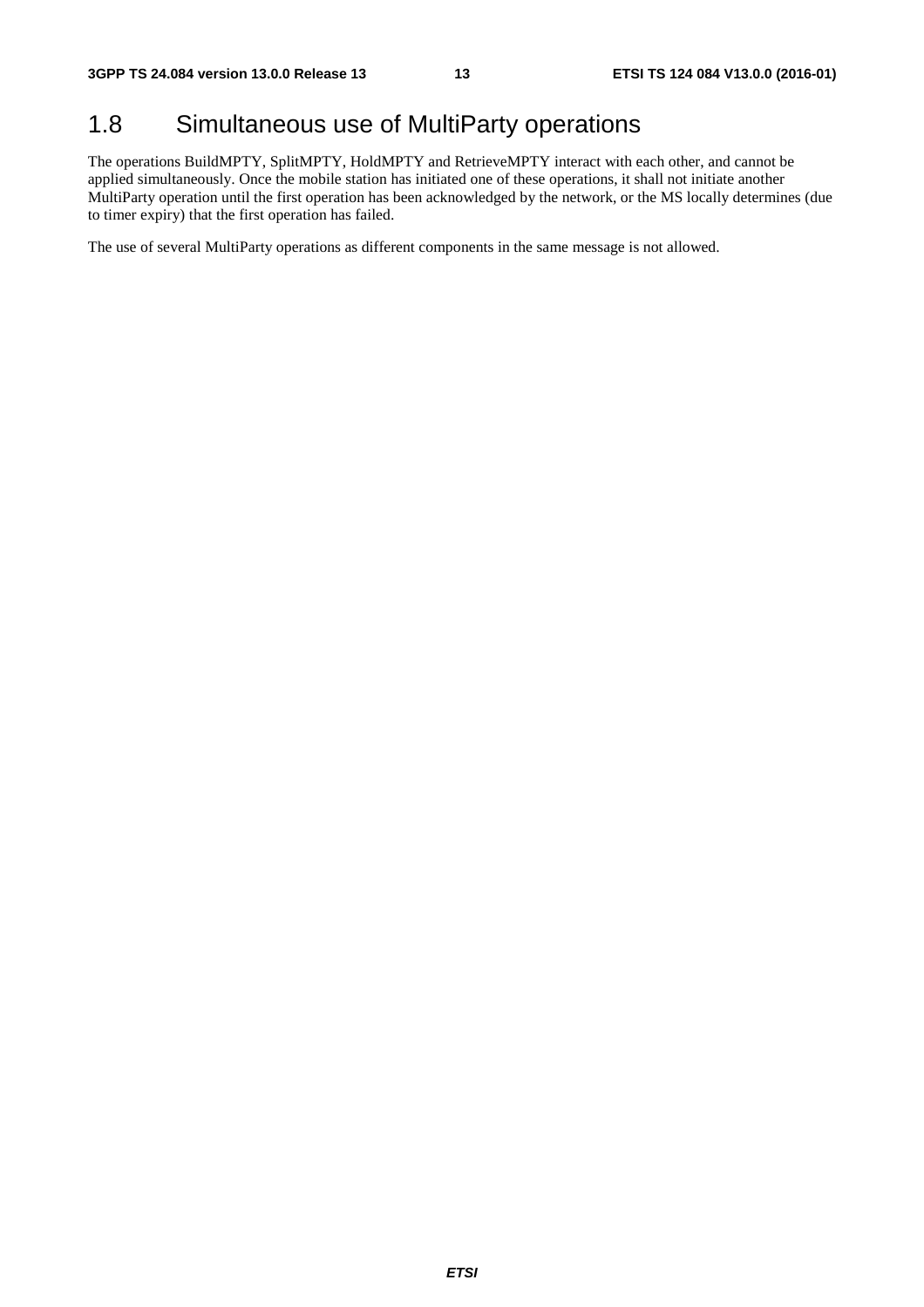# 1.8 Simultaneous use of MultiParty operations

The operations BuildMPTY, SplitMPTY, HoldMPTY and RetrieveMPTY interact with each other, and cannot be applied simultaneously. Once the mobile station has initiated one of these operations, it shall not initiate another MultiParty operation until the first operation has been acknowledged by the network, or the MS locally determines (due to timer expiry) that the first operation has failed.

The use of several MultiParty operations as different components in the same message is not allowed.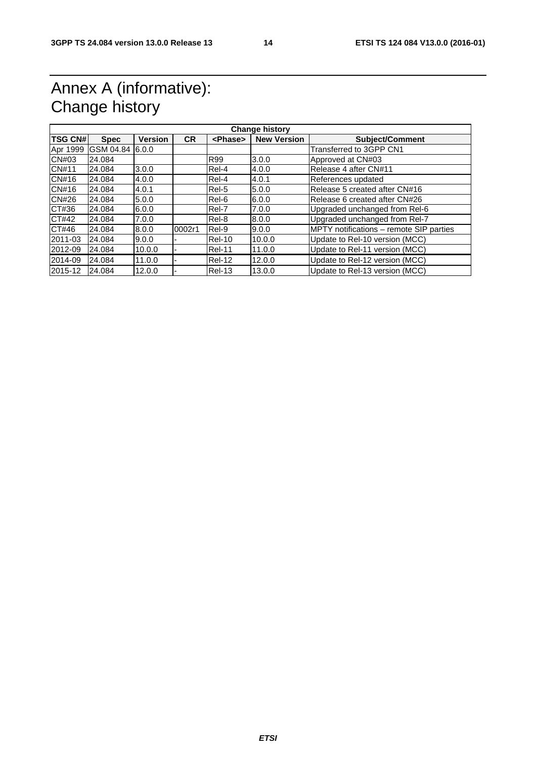# Annex A (informative): Change history

| Change history | | | | | | |
|---|---|---|---|---|---|---|
| **TSG CN#** | **Spec** | **Version** | **CR** | **<Phase>** | **New Version** | **Subject/Comment** |
| Apr 1999 | GSM 04.84 | 6.0.0 | | | | Transferred to 3GPP CN1 |
| CN#03 | 24.084 | | | R99 | 3.0.0 | Approved at CN#03 |
| CN#11 | 24.084 | 3.0.0 | | Rel-4 | 4.0.0 | Release 4 after CN#11 |
| CN#16 | 24.084 | 4.0.0 | | Rel-4 | 4.0.1 | References updated |
| CN#16 | 24.084 | 4.0.1 | | Rel-5 | 5.0.0 | Release 5 created after CN#16 |
| CN#26 | 24.084 | 5.0.0 | | Rel-6 | 6.0.0 | Release 6 created after CN#26 |
| CT#36 | 24.084 | 6.0.0 | | Rel-7 | 7.0.0 | Upgraded unchanged from Rel-6 |
| CT#42 | 24.084 | 7.0.0 | | Rel-8 | 8.0.0 | Upgraded unchanged from Rel-7 |
| CT#46 | 24.084 | 8.0.0 | 0002r1 | Rel-9 | 9.0.0 | MPTY notifications – remote SIP parties |
| 2011-03 | 24.084 | 9.0.0 | - | Rel-10 | 10.0.0 | Update to Rel-10 version (MCC) |
| 2012-09 | 24.084 | 10.0.0 | - | Rel-11 | 11.0.0 | Update to Rel-11 version (MCC) |
| 2014-09 | 24.084 | 11.0.0 | - | Rel-12 | 12.0.0 | Update to Rel-12 version (MCC) |
| 2015-12 | 24.084 | 12.0.0 | - | Rel-13 | 13.0.0 | Update to Rel-13 version (MCC) |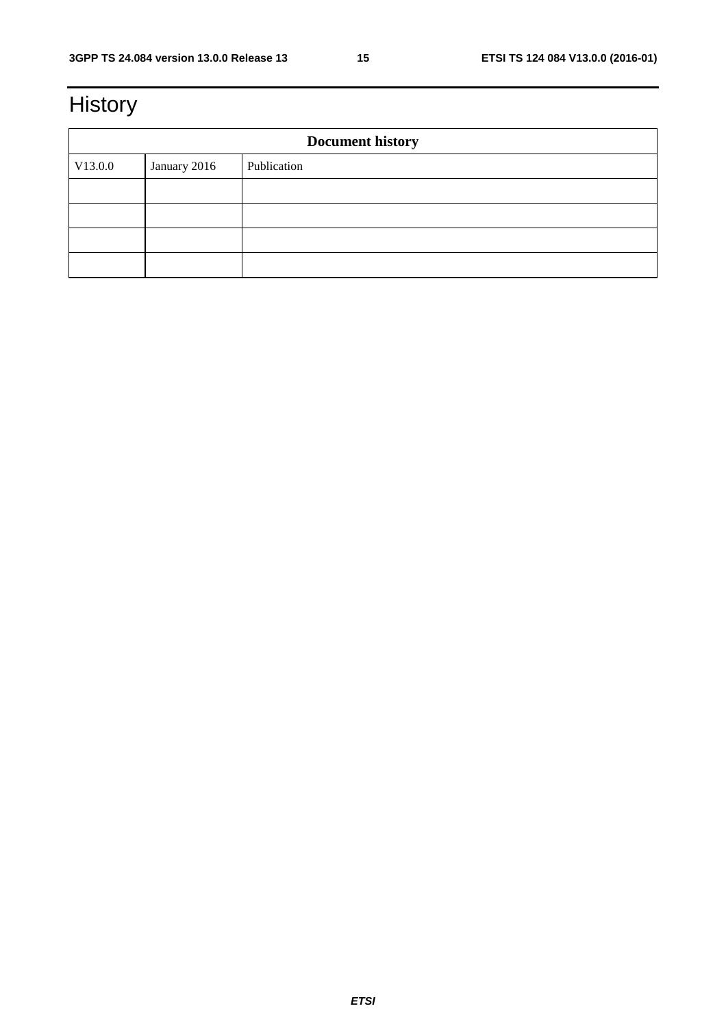# History

| Document history | | |
|---|---|---|
| V13.0.0 | January 2016 | Publication |
| | | |
| | | |
| | | |
| | | |